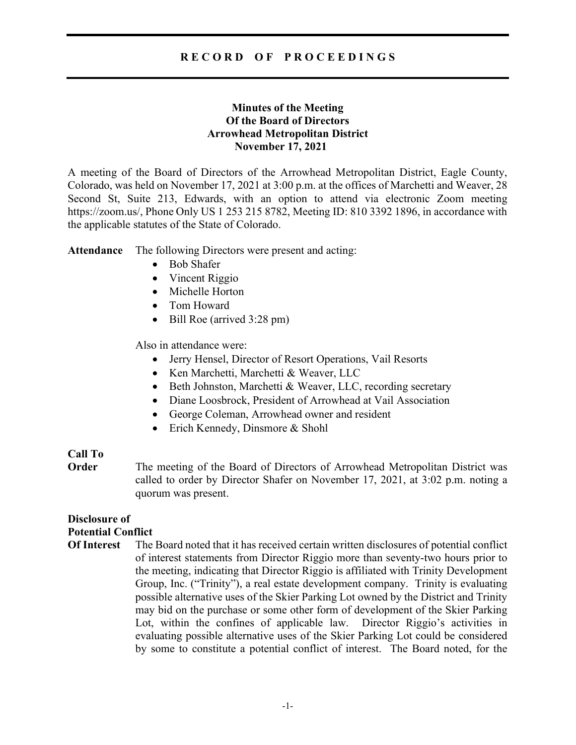# RECORD OF PROCEEDINGS

## Minutes of the Meeting Of the Board of Directors Arrowhead Metropolitan District November 17, 2021

A meeting of the Board of Directors of the Arrowhead Metropolitan District, Eagle County, Colorado, was held on November 17, 2021 at 3:00 p.m. at the offices of Marchetti and Weaver, 28 Second St, Suite 213, Edwards, with an option to attend via electronic Zoom meeting https://zoom.us/, Phone Only US 1 253 215 8782, Meeting ID: 810 3392 1896, in accordance with the applicable statutes of the State of Colorado.

**Attendance** The following Directors were present and acting:

- Bob Shafer
- Vincent Riggio
- Michelle Horton
- Tom Howard
- Bill Roe (arrived 3:28 pm)

Also in attendance were:

- Jerry Hensel, Director of Resort Operations, Vail Resorts
- Ken Marchetti, Marchetti & Weaver, LLC
- Beth Johnston, Marchetti & Weaver, LLC, recording secretary
- Diane Loosbrock, President of Arrowhead at Vail Association
- George Coleman, Arrowhead owner and resident
- Erich Kennedy, Dinsmore & Shohl

**Call To Order** The meeting of the Board of Directors of Arrowhead Metropolitan District was called to order by Director Shafer on November 17, 2021, at 3:02 p.m. noting a quorum was present.

**Disclosure of Potential Conflict Of Interest** The Board noted that it has received certain written disclosures of potential conflict of interest statements from Director Riggio more than seventy-two hours prior to the meeting, indicating that Director Riggio is affiliated with Trinity Development Group, Inc. ("Trinity"), a real estate development company. Trinity is evaluating possible alternative uses of the Skier Parking Lot owned by the District and Trinity may bid on the purchase or some other form of development of the Skier Parking Lot, within the confines of applicable law. Director Riggio's activities in evaluating possible alternative uses of the Skier Parking Lot could be considered by some to constitute a potential conflict of interest. The Board noted, for the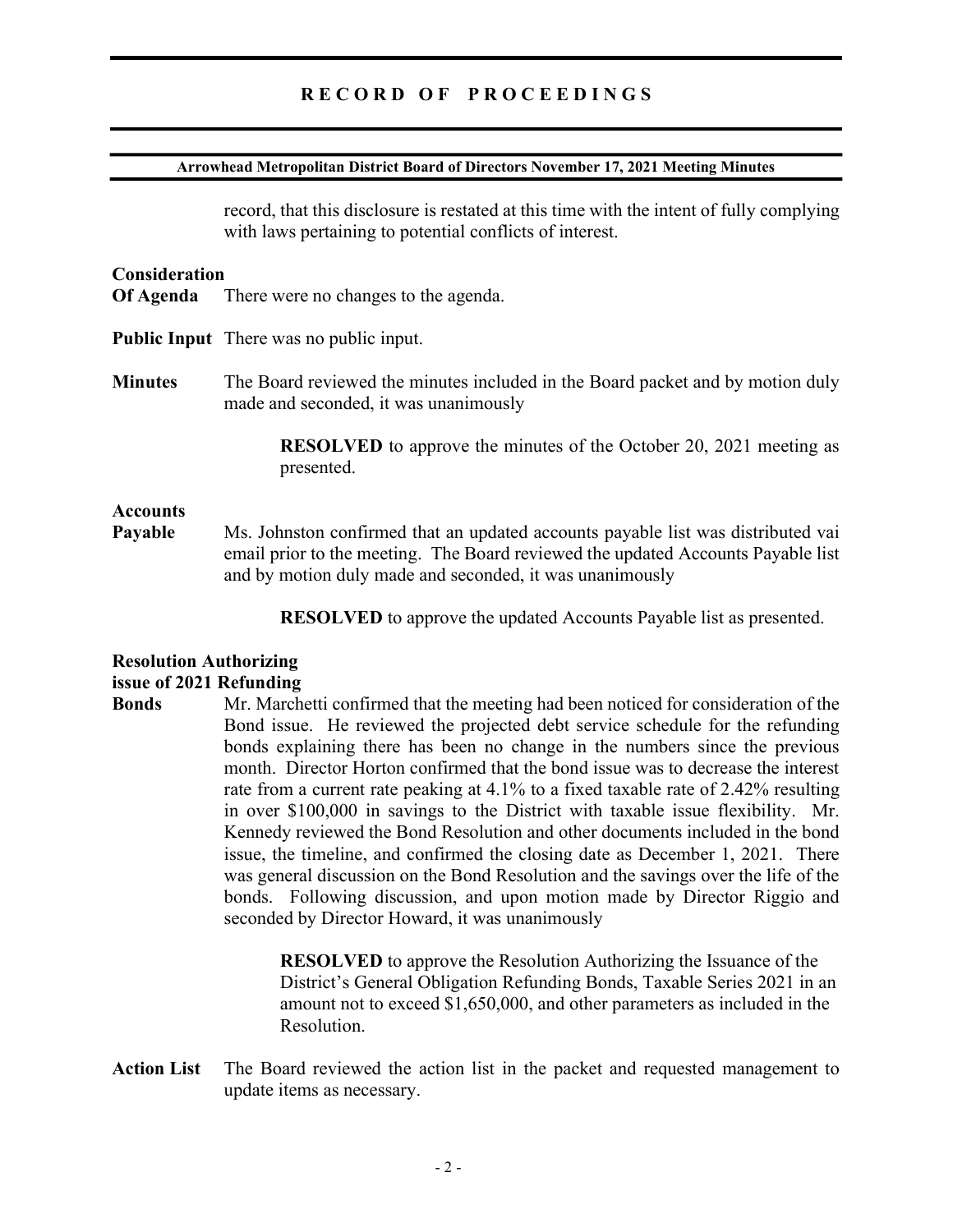record, that this disclosure is restated at this time with the intent of fully complying with laws pertaining to potential conflicts of interest.

**Consideration Of Agenda** There were no changes to the agenda.

**Public Input** There was no public input.

**Minutes** The Board reviewed the minutes included in the Board packet and by motion duly made and seconded, it was unanimously

> **RESOLVED** to approve the minutes of the October 20, 2021 meeting as presented.

**Accounts Payable** Ms. Johnston confirmed that an updated accounts payable list was distributed vai email prior to the meeting. The Board reviewed the updated Accounts Payable list and by motion duly made and seconded, it was unanimously

> **RESOLVED** to approve the updated Accounts Payable list as presented.

**Resolution Authorizing issue of 2021 Refunding Bonds** Mr. Marchetti confirmed that the meeting had been noticed for consideration of the Bond issue. He reviewed the projected debt service schedule for the refunding bonds explaining there has been no change in the numbers since the previous month. Director Horton confirmed that the bond issue was to decrease the interest rate from a current rate peaking at 4.1% to a fixed taxable rate of 2.42% resulting in over $100,000 in savings to the District with taxable issue flexibility. Mr. Kennedy reviewed the Bond Resolution and other documents included in the bond issue, the timeline, and confirmed the closing date as December 1, 2021. There was general discussion on the Bond Resolution and the savings over the life of the bonds. Following discussion, and upon motion made by Director Riggio and seconded by Director Howard, it was unanimously

> **RESOLVED** to approve the Resolution Authorizing the Issuance of the District's General Obligation Refunding Bonds, Taxable Series 2021 in an amount not to exceed $1,650,000, and other parameters as included in the Resolution.

**Action List** The Board reviewed the action list in the packet and requested management to update items as necessary.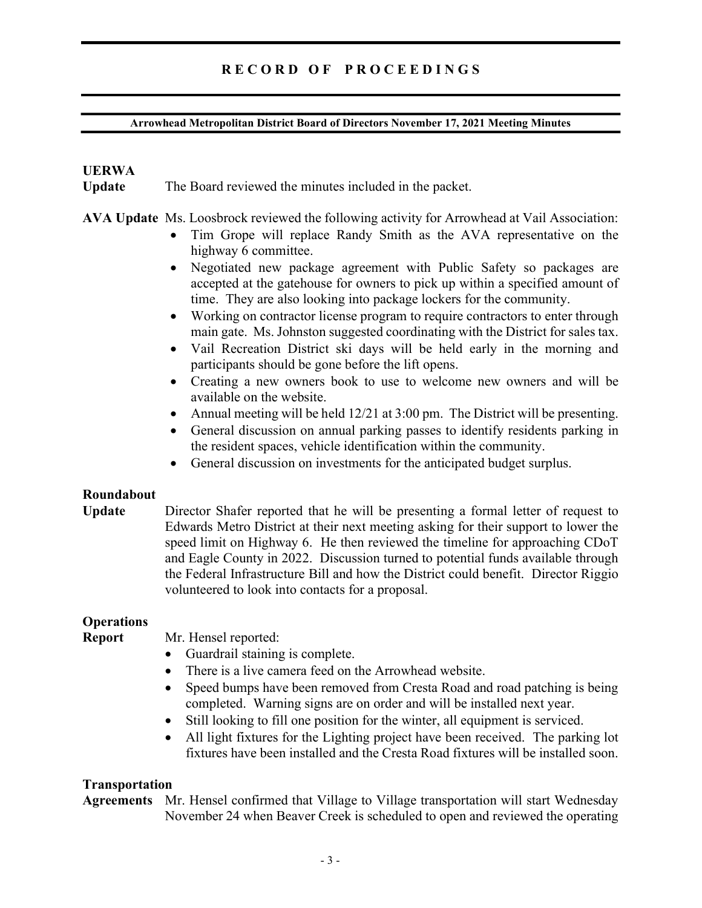**UERWA Update** The Board reviewed the minutes included in the packet.

**AVA Update** Ms. Loosbrock reviewed the following activity for Arrowhead at Vail Association:

- Tim Grope will replace Randy Smith as the AVA representative on the highway 6 committee.
- Negotiated new package agreement with Public Safety so packages are accepted at the gatehouse for owners to pick up within a specified amount of time. They are also looking into package lockers for the community.
- Working on contractor license program to require contractors to enter through main gate. Ms. Johnston suggested coordinating with the District for sales tax.
- Vail Recreation District ski days will be held early in the morning and participants should be gone before the lift opens.
- Creating a new owners book to use to welcome new owners and will be available on the website.
- Annual meeting will be held 12/21 at 3:00 pm. The District will be presenting.
- General discussion on annual parking passes to identify residents parking in the resident spaces, vehicle identification within the community.
- General discussion on investments for the anticipated budget surplus.

**Roundabout Update** Director Shafer reported that he will be presenting a formal letter of request to Edwards Metro District at their next meeting asking for their support to lower the speed limit on Highway 6. He then reviewed the timeline for approaching CDoT and Eagle County in 2022. Discussion turned to potential funds available through the Federal Infrastructure Bill and how the District could benefit. Director Riggio volunteered to look into contacts for a proposal.

**Operations Report** Mr. Hensel reported:

- Guardrail staining is complete.
- There is a live camera feed on the Arrowhead website.
- Speed bumps have been removed from Cresta Road and road patching is being completed. Warning signs are on order and will be installed next year.
- Still looking to fill one position for the winter, all equipment is serviced.
- All light fixtures for the Lighting project have been received. The parking lot fixtures have been installed and the Cresta Road fixtures will be installed soon.

**Transportation Agreements** Mr. Hensel confirmed that Village to Village transportation will start Wednesday November 24 when Beaver Creek is scheduled to open and reviewed the operating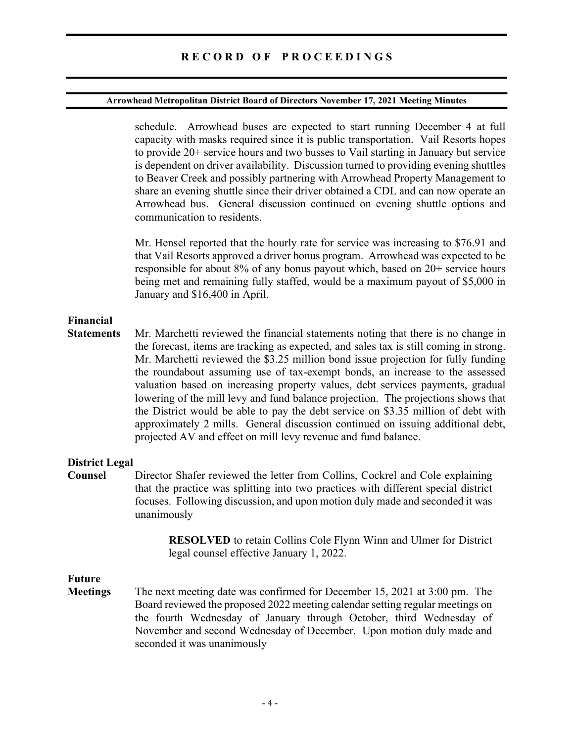schedule. Arrowhead buses are expected to start running December 4 at full capacity with masks required since it is public transportation. Vail Resorts hopes to provide 20+ service hours and two busses to Vail starting in January but service is dependent on driver availability. Discussion turned to providing evening shuttles to Beaver Creek and possibly partnering with Arrowhead Property Management to share an evening shuttle since their driver obtained a CDL and can now operate an Arrowhead bus. General discussion continued on evening shuttle options and communication to residents.

Mr. Hensel reported that the hourly rate for service was increasing to $76.91 and that Vail Resorts approved a driver bonus program. Arrowhead was expected to be responsible for about 8% of any bonus payout which, based on 20+ service hours being met and remaining fully staffed, would be a maximum payout of $5,000 in January and $16,400 in April.

**Financial Statements**

Mr. Marchetti reviewed the financial statements noting that there is no change in the forecast, items are tracking as expected, and sales tax is still coming in strong. Mr. Marchetti reviewed the $3.25 million bond issue projection for fully funding the roundabout assuming use of tax-exempt bonds, an increase to the assessed valuation based on increasing property values, debt services payments, gradual lowering of the mill levy and fund balance projection. The projections shows that the District would be able to pay the debt service on $3.35 million of debt with approximately 2 mills. General discussion continued on issuing additional debt, projected AV and effect on mill levy revenue and fund balance.

**District Legal Counsel**

Director Shafer reviewed the letter from Collins, Cockrel and Cole explaining that the practice was splitting into two practices with different special district focuses. Following discussion, and upon motion duly made and seconded it was unanimously

> **RESOLVED** to retain Collins Cole Flynn Winn and Ulmer for District legal counsel effective January 1, 2022.

**Future Meetings**

The next meeting date was confirmed for December 15, 2021 at 3:00 pm. The Board reviewed the proposed 2022 meeting calendar setting regular meetings on the fourth Wednesday of January through October, third Wednesday of November and second Wednesday of December. Upon motion duly made and seconded it was unanimously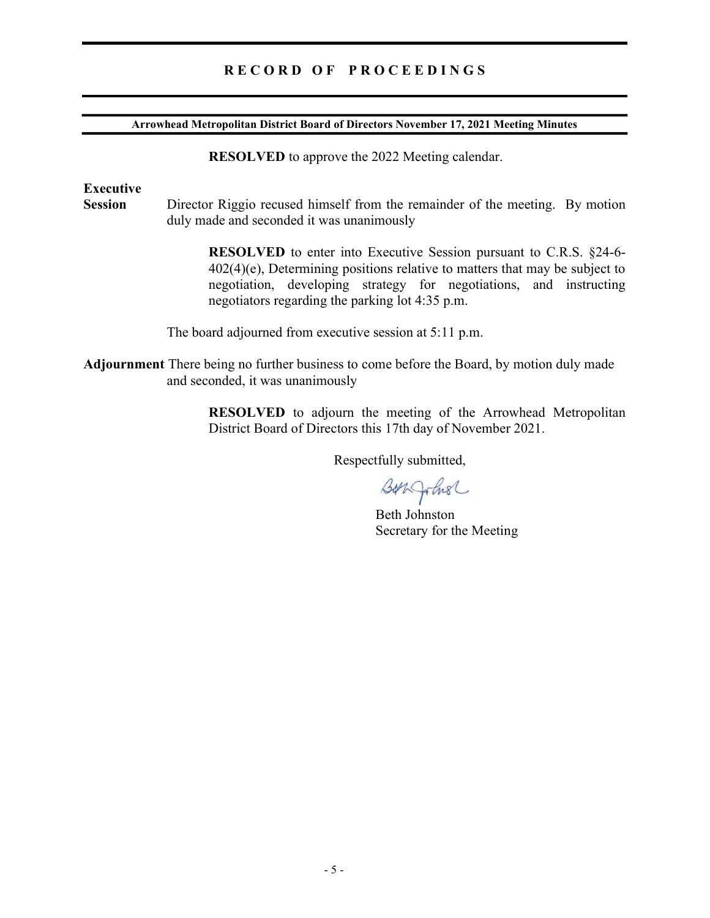**RESOLVED** to approve the 2022 Meeting calendar.

**Executive Session** Director Riggio recused himself from the remainder of the meeting. By motion duly made and seconded it was unanimously

> **RESOLVED** to enter into Executive Session pursuant to C.R.S. §24-6-402(4)(e), Determining positions relative to matters that may be subject to negotiation, developing strategy for negotiations, and instructing negotiators regarding the parking lot 4:35 p.m.

The board adjourned from executive session at 5:11 p.m.

**Adjournment** There being no further business to come before the Board, by motion duly made and seconded, it was unanimously

> **RESOLVED** to adjourn the meeting of the Arrowhead Metropolitan District Board of Directors this 17th day of November 2021.

Respectfully submitted,

Beth Johnston
Secretary for the Meeting